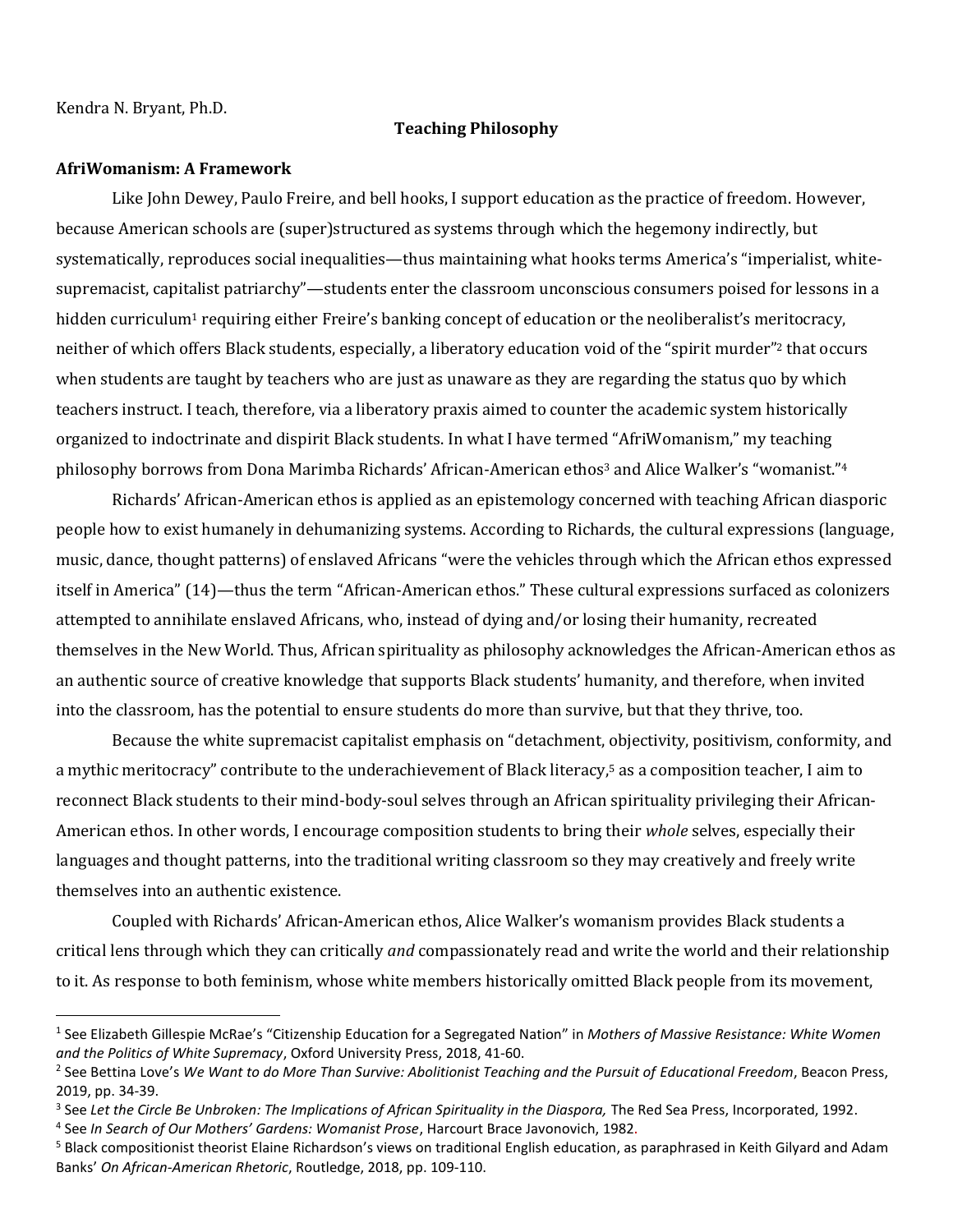Kendra N. Bryant, Ph.D.

# Teaching Philosophy

## AfriWomanism: A Framework

Like John Dewey, Paulo Freire, and bell hooks, I support education as the practice of freedom. However, because American schools are (super)structured as systems through which the hegemony indirectly, but systematically, reproduces social inequalities—thus maintaining what hooks terms America's "imperialist, white-supremacist, capitalist patriarchy"—students enter the classroom unconscious consumers poised for lessons in a hidden curriculum[1] requiring either Freire's banking concept of education or the neoliberalist's meritocracy, neither of which offers Black students, especially, a liberatory education void of the "spirit murder"[2] that occurs when students are taught by teachers who are just as unaware as they are regarding the status quo by which teachers instruct. I teach, therefore, via a liberatory praxis aimed to counter the academic system historically organized to indoctrinate and dispirit Black students. In what I have termed "AfriWomanism," my teaching philosophy borrows from Dona Marimba Richards' African-American ethos[3] and Alice Walker's "womanist."[4]

Richards' African-American ethos is applied as an epistemology concerned with teaching African diasporic people how to exist humanely in dehumanizing systems. According to Richards, the cultural expressions (language, music, dance, thought patterns) of enslaved Africans "were the vehicles through which the African ethos expressed itself in America" (14)—thus the term "African-American ethos." These cultural expressions surfaced as colonizers attempted to annihilate enslaved Africans, who, instead of dying and/or losing their humanity, recreated themselves in the New World. Thus, African spirituality as philosophy acknowledges the African-American ethos as an authentic source of creative knowledge that supports Black students' humanity, and therefore, when invited into the classroom, has the potential to ensure students do more than survive, but that they thrive, too.

Because the white supremacist capitalist emphasis on "detachment, objectivity, positivism, conformity, and a mythic meritocracy" contribute to the underachievement of Black literacy,[5] as a composition teacher, I aim to reconnect Black students to their mind-body-soul selves through an African spirituality privileging their African-American ethos. In other words, I encourage composition students to bring their *whole* selves, especially their languages and thought patterns, into the traditional writing classroom so they may creatively and freely write themselves into an authentic existence.

Coupled with Richards' African-American ethos, Alice Walker's womanism provides Black students a critical lens through which they can critically *and* compassionately read and write the world and their relationship to it. As response to both feminism, whose white members historically omitted Black people from its movement,

---

[1] See Elizabeth Gillespie McRae's "Citizenship Education for a Segregated Nation" in *Mothers of Massive Resistance: White Women and the Politics of White Supremacy*, Oxford University Press, 2018, 41-60.

[2] See Bettina Love's *We Want to do More Than Survive: Abolitionist Teaching and the Pursuit of Educational Freedom*, Beacon Press, 2019, pp. 34-39.

[3] See *Let the Circle Be Unbroken: The Implications of African Spirituality in the Diaspora,* The Red Sea Press, Incorporated, 1992.

[4] See *In Search of Our Mothers' Gardens: Womanist Prose*, Harcourt Brace Javonovich, 1982.

[5] Black compositionist theorist Elaine Richardson's views on traditional English education, as paraphrased in Keith Gilyard and Adam Banks' *On African-American Rhetoric*, Routledge, 2018, pp. 109-110.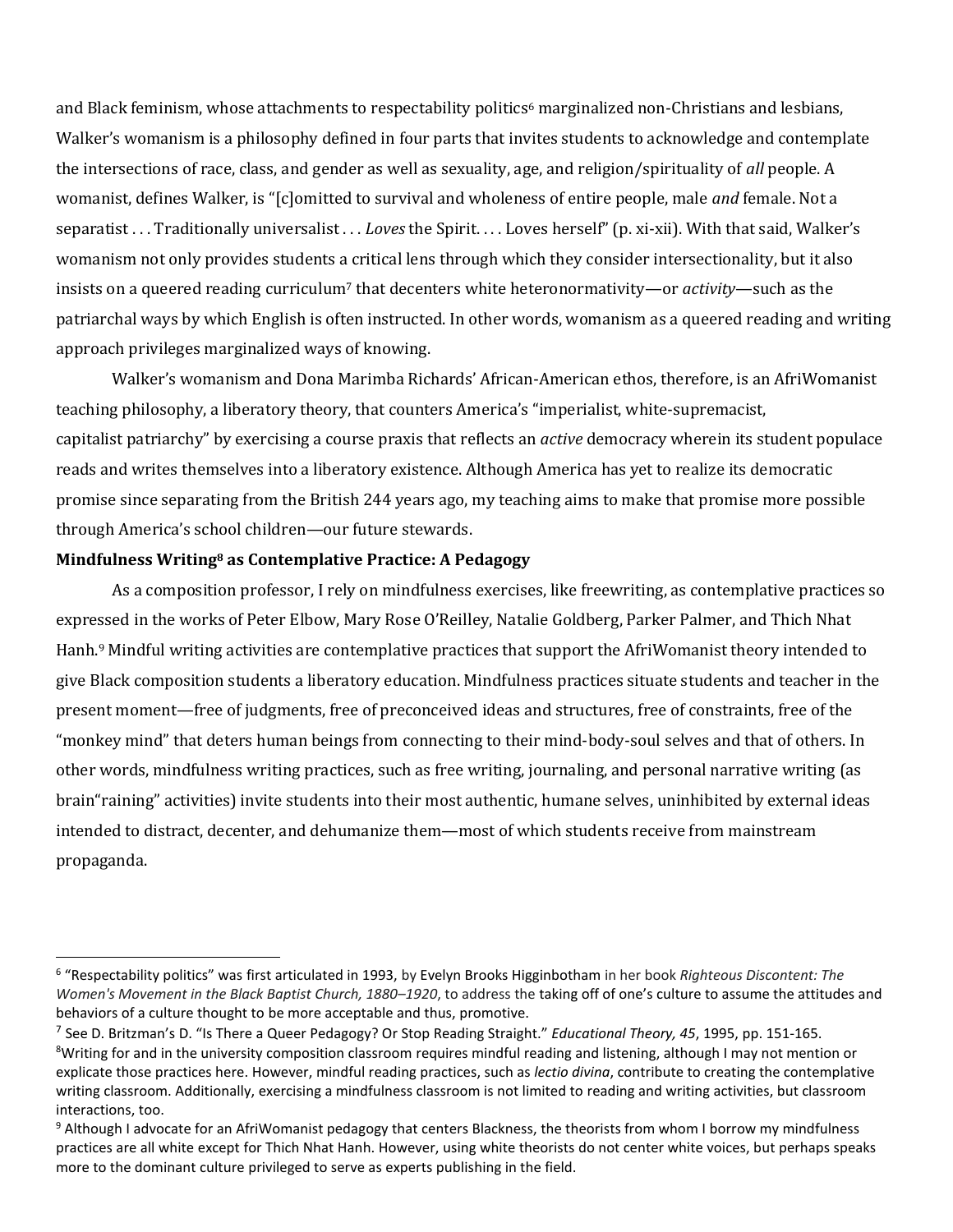and Black feminism, whose attachments to respectability politics[6] marginalized non-Christians and lesbians, Walker's womanism is a philosophy defined in four parts that invites students to acknowledge and contemplate the intersections of race, class, and gender as well as sexuality, age, and religion/spirituality of *all* people. A womanist, defines Walker, is "[c]omitted to survival and wholeness of entire people, male *and* female. Not a separatist . . . Traditionally universalist . . . *Loves* the Spirit. . . . Loves herself" (p. xi-xii). With that said, Walker's womanism not only provides students a critical lens through which they consider intersectionality, but it also insists on a queered reading curriculum[7] that decenters white heteronormativity—or *activity*—such as the patriarchal ways by which English is often instructed. In other words, womanism as a queered reading and writing approach privileges marginalized ways of knowing.

Walker's womanism and Dona Marimba Richards' African-American ethos, therefore, is an AfriWomanist teaching philosophy, a liberatory theory, that counters America's "imperialist, white-supremacist, capitalist patriarchy" by exercising a course praxis that reflects an *active* democracy wherein its student populace reads and writes themselves into a liberatory existence. Although America has yet to realize its democratic promise since separating from the British 244 years ago, my teaching aims to make that promise more possible through America's school children—our future stewards.

**Mindfulness Writing[8] as Contemplative Practice: A Pedagogy**

As a composition professor, I rely on mindfulness exercises, like freewriting, as contemplative practices so expressed in the works of Peter Elbow, Mary Rose O'Reilley, Natalie Goldberg, Parker Palmer, and Thich Nhat Hanh.[9] Mindful writing activities are contemplative practices that support the AfriWomanist theory intended to give Black composition students a liberatory education. Mindfulness practices situate students and teacher in the present moment—free of judgments, free of preconceived ideas and structures, free of constraints, free of the "monkey mind" that deters human beings from connecting to their mind-body-soul selves and that of others. In other words, mindfulness writing practices, such as free writing, journaling, and personal narrative writing (as brain"raining" activities) invite students into their most authentic, humane selves, uninhibited by external ideas intended to distract, decenter, and dehumanize them—most of which students receive from mainstream propaganda.

---

[6] "Respectability politics" was first articulated in 1993, by Evelyn Brooks Higginbotham in her book *Righteous Discontent: The Women's Movement in the Black Baptist Church, 1880–1920*, to address the taking off of one's culture to assume the attitudes and behaviors of a culture thought to be more acceptable and thus, promotive.

[7] See D. Britzman's D. "Is There a Queer Pedagogy? Or Stop Reading Straight." *Educational Theory, 45*, 1995, pp. 151-165.

[8] Writing for and in the university composition classroom requires mindful reading and listening, although I may not mention or explicate those practices here. However, mindful reading practices, such as *lectio divina*, contribute to creating the contemplative writing classroom. Additionally, exercising a mindfulness classroom is not limited to reading and writing activities, but classroom interactions, too.

[9] Although I advocate for an AfriWomanist pedagogy that centers Blackness, the theorists from whom I borrow my mindfulness practices are all white except for Thich Nhat Hanh. However, using white theorists do not center white voices, but perhaps speaks more to the dominant culture privileged to serve as experts publishing in the field.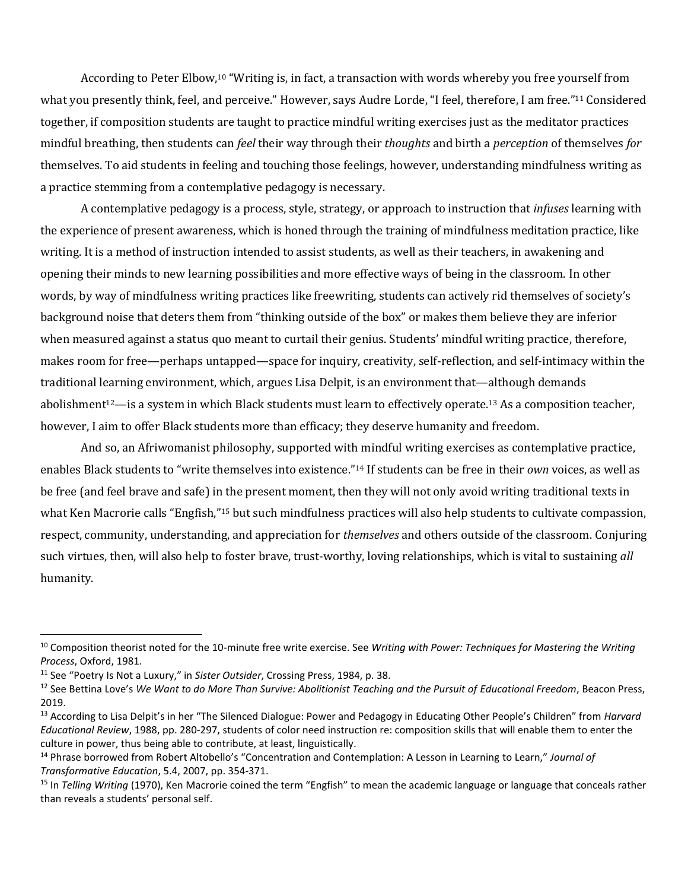According to Peter Elbow,[10] "Writing is, in fact, a transaction with words whereby you free yourself from what you presently think, feel, and perceive." However, says Audre Lorde, "I feel, therefore, I am free."[11] Considered together, if composition students are taught to practice mindful writing exercises just as the meditator practices mindful breathing, then students can *feel* their way through their *thoughts* and birth a *perception* of themselves *for* themselves. To aid students in feeling and touching those feelings, however, understanding mindfulness writing as a practice stemming from a contemplative pedagogy is necessary.

A contemplative pedagogy is a process, style, strategy, or approach to instruction that *infuses* learning with the experience of present awareness, which is honed through the training of mindfulness meditation practice, like writing. It is a method of instruction intended to assist students, as well as their teachers, in awakening and opening their minds to new learning possibilities and more effective ways of being in the classroom. In other words, by way of mindfulness writing practices like freewriting, students can actively rid themselves of society's background noise that deters them from "thinking outside of the box" or makes them believe they are inferior when measured against a status quo meant to curtail their genius. Students' mindful writing practice, therefore, makes room for free—perhaps untapped—space for inquiry, creativity, self-reflection, and self-intimacy within the traditional learning environment, which, argues Lisa Delpit, is an environment that—although demands abolishment[12]—is a system in which Black students must learn to effectively operate.[13] As a composition teacher, however, I aim to offer Black students more than efficacy; they deserve humanity and freedom.

And so, an Afriwomanist philosophy, supported with mindful writing exercises as contemplative practice, enables Black students to "write themselves into existence."[14] If students can be free in their *own* voices, as well as be free (and feel brave and safe) in the present moment, then they will not only avoid writing traditional texts in what Ken Macrorie calls "Engfish,"[15] but such mindfulness practices will also help students to cultivate compassion, respect, community, understanding, and appreciation for *themselves* and others outside of the classroom. Conjuring such virtues, then, will also help to foster brave, trust-worthy, loving relationships, which is vital to sustaining *all* humanity.

---

[10] Composition theorist noted for the 10-minute free write exercise. See *Writing with Power: Techniques for Mastering the Writing Process*, Oxford, 1981.

[11] See "Poetry Is Not a Luxury," in *Sister Outsider*, Crossing Press, 1984, p. 38.

[12] See Bettina Love's *We Want to do More Than Survive: Abolitionist Teaching and the Pursuit of Educational Freedom*, Beacon Press, 2019.

[13] According to Lisa Delpit's in her "The Silenced Dialogue: Power and Pedagogy in Educating Other People's Children" from *Harvard Educational Review*, 1988, pp. 280-297, students of color need instruction re: composition skills that will enable them to enter the culture in power, thus being able to contribute, at least, linguistically.

[14] Phrase borrowed from Robert Altobello's "Concentration and Contemplation: A Lesson in Learning to Learn," *Journal of Transformative Education*, 5.4, 2007, pp. 354-371.

[15] In *Telling Writing* (1970), Ken Macrorie coined the term "Engfish" to mean the academic language or language that conceals rather than reveals a students' personal self.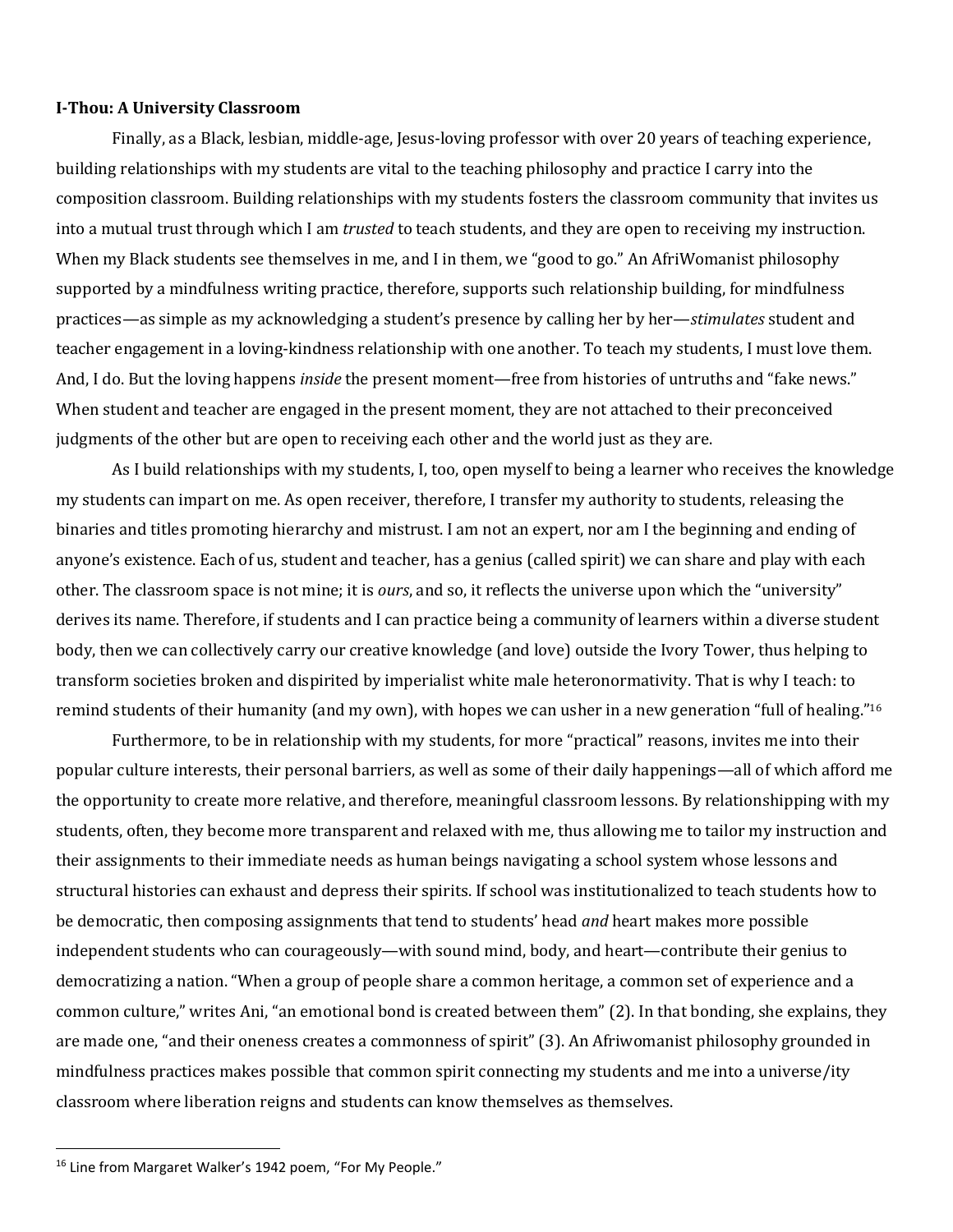**I-Thou: A University Classroom**

Finally, as a Black, lesbian, middle-age, Jesus-loving professor with over 20 years of teaching experience, building relationships with my students are vital to the teaching philosophy and practice I carry into the composition classroom. Building relationships with my students fosters the classroom community that invites us into a mutual trust through which I am *trusted* to teach students, and they are open to receiving my instruction. When my Black students see themselves in me, and I in them, we "good to go." An AfriWomanist philosophy supported by a mindfulness writing practice, therefore, supports such relationship building, for mindfulness practices—as simple as my acknowledging a student's presence by calling her by her—*stimulates* student and teacher engagement in a loving-kindness relationship with one another. To teach my students, I must love them. And, I do. But the loving happens *inside* the present moment—free from histories of untruths and "fake news." When student and teacher are engaged in the present moment, they are not attached to their preconceived judgments of the other but are open to receiving each other and the world just as they are.

As I build relationships with my students, I, too, open myself to being a learner who receives the knowledge my students can impart on me. As open receiver, therefore, I transfer my authority to students, releasing the binaries and titles promoting hierarchy and mistrust. I am not an expert, nor am I the beginning and ending of anyone's existence. Each of us, student and teacher, has a genius (called spirit) we can share and play with each other. The classroom space is not mine; it is *ours*, and so, it reflects the universe upon which the "university" derives its name. Therefore, if students and I can practice being a community of learners within a diverse student body, then we can collectively carry our creative knowledge (and love) outside the Ivory Tower, thus helping to transform societies broken and dispirited by imperialist white male heteronormativity. That is why I teach: to remind students of their humanity (and my own), with hopes we can usher in a new generation "full of healing."[16]

Furthermore, to be in relationship with my students, for more "practical" reasons, invites me into their popular culture interests, their personal barriers, as well as some of their daily happenings—all of which afford me the opportunity to create more relative, and therefore, meaningful classroom lessons. By relationshipping with my students, often, they become more transparent and relaxed with me, thus allowing me to tailor my instruction and their assignments to their immediate needs as human beings navigating a school system whose lessons and structural histories can exhaust and depress their spirits. If school was institutionalized to teach students how to be democratic, then composing assignments that tend to students' head *and* heart makes more possible independent students who can courageously—with sound mind, body, and heart—contribute their genius to democratizing a nation. "When a group of people share a common heritage, a common set of experience and a common culture," writes Ani, "an emotional bond is created between them" (2). In that bonding, she explains, they are made one, "and their oneness creates a commonness of spirit" (3). An Afriwomanist philosophy grounded in mindfulness practices makes possible that common spirit connecting my students and me into a universe/ity classroom where liberation reigns and students can know themselves as themselves.

---

[16] Line from Margaret Walker's 1942 poem, "For My People."